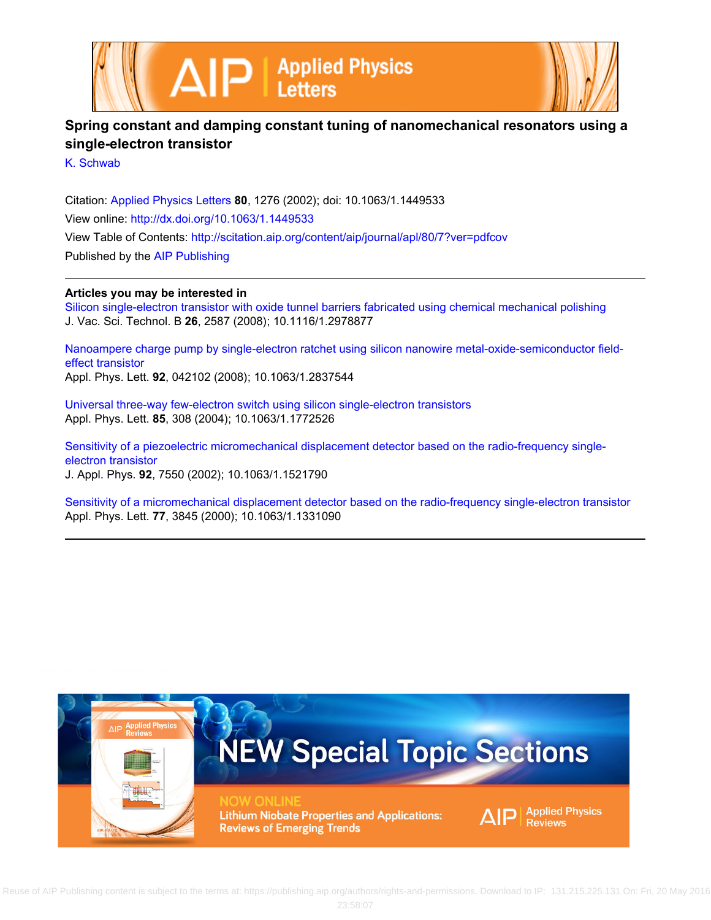**Spring constant and damping constant tuning of nanomechanical resonators using a single-electron transistor**

K. Schwab

Citation: Applied Physics Letters **80**, 1276 (2002); doi: 10.1063/1.1449533

View online: http://dx.doi.org/10.1063/1.1449533

View Table of Contents: http://scitation.aip.org/content/aip/journal/apl/80/7?ver=pdfcov

Published by the AIP Publishing

---

**Articles you may be interested in**

Silicon single-electron transistor with oxide tunnel barriers fabricated using chemical mechanical polishing
J. Vac. Sci. Technol. B **26**, 2587 (2008); 10.1116/1.2978877

Nanoampere charge pump by single-electron ratchet using silicon nanowire metal-oxide-semiconductor field-effect transistor
Appl. Phys. Lett. **92**, 042102 (2008); 10.1063/1.2837544

Universal three-way few-electron switch using silicon single-electron transistors
Appl. Phys. Lett. **85**, 308 (2004); 10.1063/1.1772526

Sensitivity of a piezoelectric micromechanical displacement detector based on the radio-frequency single-electron transistor
J. Appl. Phys. **92**, 7550 (2002); 10.1063/1.1521790

Sensitivity of a micromechanical displacement detector based on the radio-frequency single-electron transistor
Appl. Phys. Lett. **77**, 3845 (2000); 10.1063/1.1331090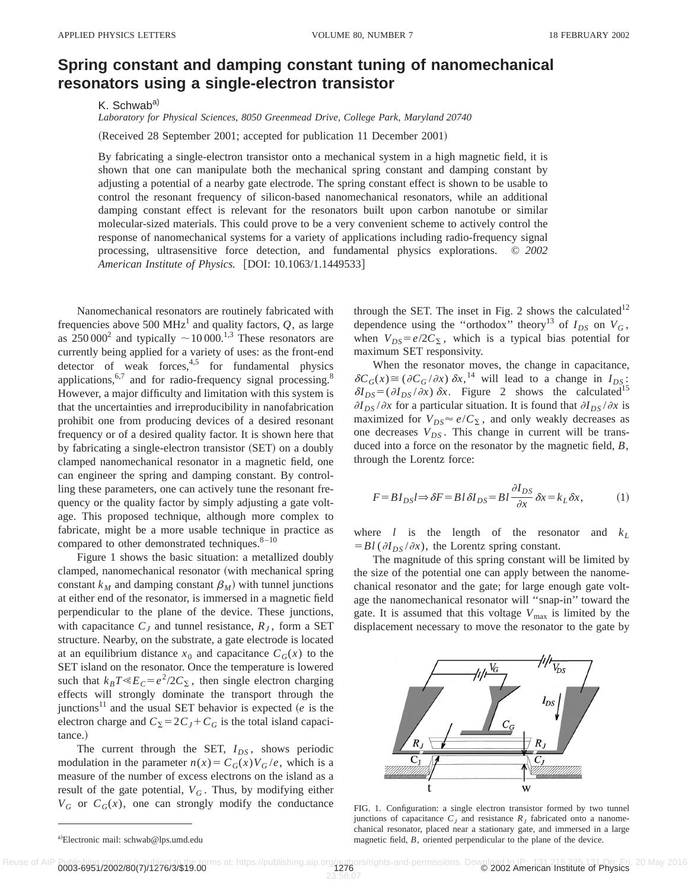# Spring constant and damping constant tuning of nanomechanical resonators using a single-electron transistor

K. Schwab[a)]

*Laboratory for Physical Sciences, 8050 Greenmead Drive, College Park, Maryland 20740*

(Received 28 September 2001; accepted for publication 11 December 2001)

By fabricating a single-electron transistor onto a mechanical system in a high magnetic field, it is shown that one can manipulate both the mechanical spring constant and damping constant by adjusting a potential of a nearby gate electrode. The spring constant effect is shown to be usable to control the resonant frequency of silicon-based nanomechanical resonators, while an additional damping constant effect is relevant for the resonators built upon carbon nanotube or similar molecular-sized materials. This could prove to be a very convenient scheme to actively control the response of nanomechanical systems for a variety of applications including radio-frequency signal processing, ultrasensitive force detection, and fundamental physics explorations. © *2002 American Institute of Physics.* [DOI: 10.1063/1.1449533]

Nanomechanical resonators are routinely fabricated with frequencies above 500 MHz[1] and quality factors, $Q$, as large as 250 000[2] and typically $\sim$10 000.[1,3] These resonators are currently being applied for a variety of uses: as the front-end detector of weak forces,[4,5] for fundamental physics applications,[6,7] and for radio-frequency signal processing.[8] However, a major difficulty and limitation with this system is that the uncertainties and irreproducibility in nanofabrication prohibit one from producing devices of a desired resonant frequency or of a desired quality factor. It is shown here that by fabricating a single-electron transistor (SET) on a doubly clamped nanomechanical resonator in a magnetic field, one can engineer the spring and damping constant. By controlling these parameters, one can actively tune the resonant frequency or the quality factor by simply adjusting a gate voltage. This proposed technique, although more complex to fabricate, might be a more usable technique in practice as compared to other demonstrated techniques.[8–10]

Figure 1 shows the basic situation: a metallized doubly clamped, nanomechanical resonator (with mechanical spring constant $k_M$ and damping constant $\beta_M$) with tunnel junctions at either end of the resonator, is immersed in a magnetic field perpendicular to the plane of the device. These junctions, with capacitance $C_J$ and tunnel resistance, $R_J$, form a SET structure. Nearby, on the substrate, a gate electrode is located at an equilibrium distance $x_0$ and capacitance $C_G(x)$ to the SET island on the resonator. Once the temperature is lowered such that $k_BT \ll E_C = e^2/2C_\Sigma$, then single electron charging effects will strongly dominate the transport through the junctions[11] and the usual SET behavior is expected ($e$ is the electron charge and $C_\Sigma = 2C_J + C_G$ is the total island capacitance.)

The current through the SET, $I_{DS}$, shows periodic modulation in the parameter $n(x) = C_G(x)V_G/e$, which is a measure of the number of excess electrons on the island as a result of the gate potential, $V_G$. Thus, by modifying either $V_G$ or $C_G(x)$, one can strongly modify the conductance through the SET. The inset in Fig. 2 shows the calculated[12] dependence using the "orthodox" theory[13] of $I_{DS}$ on $V_G$, when $V_{DS} = e/2C_\Sigma$, which is a typical bias potential for maximum SET responsivity.

When the resonator moves, the change in capacitance, $\delta C_G(x) \cong (\partial C_G/\partial x)\,\delta x$,[14] will lead to a change in $I_{DS}$: $\delta I_{DS} = (\partial I_{DS}/\partial x)\,\delta x$. Figure 2 shows the calculated[15] $\partial I_{DS}/\partial x$ for a particular situation. It is found that $\partial I_{DS}/\partial x$ is maximized for $V_{DS} \approx e/C_\Sigma$, and only weakly decreases as one decreases $V_{DS}$. This change in current will be transduced into a force on the resonator by the magnetic field, $B$, through the Lorentz force:

$$F = BI_{DS}l \Rightarrow \delta F = Bl\,\delta I_{DS} = Bl\frac{\partial I_{DS}}{\partial x}\,\delta x = k_L\,\delta x, \tag{1}$$

where $l$ is the length of the resonator and $k_L = Bl(\partial I_{DS}/\partial x)$, the Lorentz spring constant.

The magnitude of this spring constant will be limited by the size of the potential one can apply between the nanomechanical resonator and the gate; for large enough gate voltage the nanomechanical resonator will "snap-in" toward the gate. It is assumed that this voltage $V_{\max}$ is limited by the displacement necessary to move the resonator to the gate by

FIG. 1. Configuration: a single electron transistor formed by two tunnel junctions of capacitance $C_J$ and resistance $R_J$ fabricated onto a nanomechanical resonator, placed near a stationary gate, and immersed in a large magnetic field, $B$, oriented perpendicular to the plane of the device.

[a)]Electronic mail: schwab@lps.umd.edu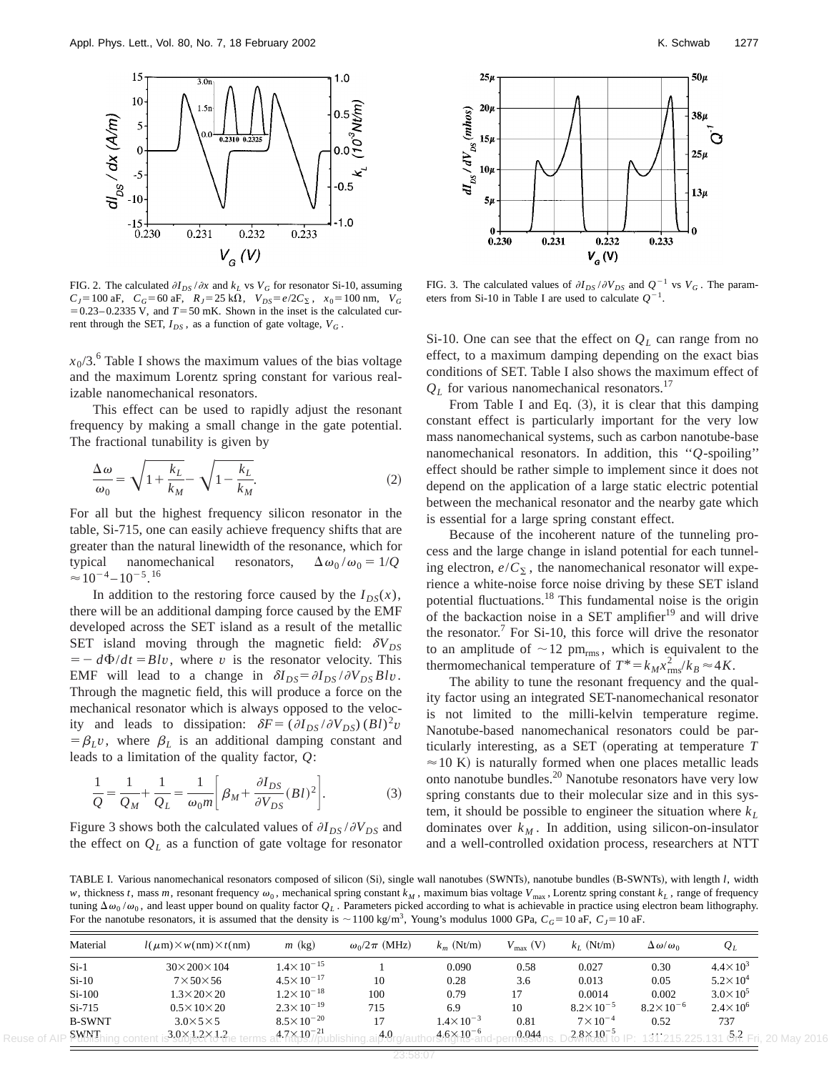FIG. 2. The calculated $\partial I_{DS}/\partial x$ and $k_L$ vs $V_G$ for resonator Si-10, assuming $C_J=100$ aF, $C_G=60$ aF, $R_J=25$ k$\Omega$, $V_{DS}=e/2C_\Sigma$, $x_0=100$ nm, $V_G=0.23$–$0.2335$ V, and $T=50$ mK. Shown in the inset is the calculated current through the SET, $I_{DS}$, as a function of gate voltage, $V_G$.

FIG. 3. The calculated values of $\partial I_{DS}/\partial V_{DS}$ and $Q^{-1}$ vs $V_G$. The parameters from Si-10 in Table I are used to calculate $Q^{-1}$.

$x_0/3$.[6] Table I shows the maximum values of the bias voltage and the maximum Lorentz spring constant for various realizable nanomechanical resonators.

This effect can be used to rapidly adjust the resonant frequency by making a small change in the gate potential. The fractional tunability is given by

$$\frac{\Delta\omega}{\omega_0}=\sqrt{1+\frac{k_L}{k_M}}-\sqrt{1-\frac{k_L}{k_M}}. \tag{2}$$

For all but the highest frequency silicon resonator in the table, Si-715, one can easily achieve frequency shifts that are greater than the natural linewidth of the resonance, which for typical nanomechanical resonators, $\Delta\omega_0/\omega_0=1/Q\approx10^{-4}$–$10^{-5}$.[16]

In addition to the restoring force caused by the $I_{DS}(x)$, there will be an additional damping force caused by the EMF developed across the SET island as a result of the metallic SET island moving through the magnetic field: $\delta V_{DS}=-d\Phi/dt=Blv$, where $v$ is the resonator velocity. This EMF will lead to a change in $\delta I_{DS}=\partial I_{DS}/\partial V_{DS}Blv$. Through the magnetic field, this will produce a force on the mechanical resonator which is always opposed to the velocity and leads to dissipation: $\delta F=(\partial I_{DS}/\partial V_{DS})(Bl)^2v=\beta_L v$, where $\beta_L$ is an additional damping constant and leads to a limitation of the quality factor, $Q$:

$$\frac{1}{Q}=\frac{1}{Q_M}+\frac{1}{Q_L}=\frac{1}{\omega_0 m}\left[\beta_M+\frac{\partial I_{DS}}{\partial V_{DS}}(Bl)^2\right]. \tag{3}$$

Figure 3 shows both the calculated values of $\partial I_{DS}/\partial V_{DS}$ and the effect on $Q_L$ as a function of gate voltage for resonator Si-10. One can see that the effect on $Q_L$ can range from no effect, to a maximum damping depending on the exact bias conditions of SET. Table I also shows the maximum effect of $Q_L$ for various nanomechanical resonators.[17]

From Table I and Eq. (3), it is clear that this damping constant effect is particularly important for the very low mass nanomechanical systems, such as carbon nanotube-base nanomechanical resonators. In addition, this "$Q$-spoiling" effect should be rather simple to implement since it does not depend on the application of a large static electric potential between the mechanical resonator and the nearby gate which is essential for a large spring constant effect.

Because of the incoherent nature of the tunneling process and the large change in island potential for each tunneling electron, $e/C_\Sigma$, the nanomechanical resonator will experience a white-noise force noise driving by these SET island potential fluctuations.[18] This fundamental noise is the origin of the backaction noise in a SET amplifier[19] and will drive the resonator.[7] For Si-10, this force will drive the resonator to an amplitude of $\sim12$ pm$_{\mathrm{rms}}$, which is equivalent to the thermomechanical temperature of $T^*=k_M x_{\mathrm{rms}}^2/k_B\approx4K$.

The ability to tune the resonant frequency and the quality factor using an integrated SET-nanomechanical resonator is not limited to the milli-kelvin temperature regime. Nanotube-based nanomechanical resonators could be particularly interesting, as a SET (operating at temperature $T\approx10$ K) is naturally formed when one places metallic leads onto nanotube bundles.[20] Nanotube resonators have very low spring constants due to their molecular size and in this system, it should be possible to engineer the situation where $k_L$ dominates over $k_M$. In addition, using silicon-on-insulator and a well-controlled oxidation process, researchers at NTT

TABLE I. Various nanomechanical resonators composed of silicon (Si), single wall nanotubes (SWNTs), nanotube bundles (B-SWNTs), with length $l$, width $w$, thickness $t$, mass $m$, resonant frequency $\omega_0$, mechanical spring constant $k_M$, maximum bias voltage $V_{\max}$, Lorentz spring constant $k_L$, range of frequency tuning $\Delta\omega/\omega_0$, and least upper bound on quality factor $Q_L$. Parameters picked according to what is achievable in practice using electron beam lithography. For the nanotube resonators, it is assumed that the density is $\sim1100$ kg/m$^3$, Young's modulus 1000 GPa, $C_G=10$ aF, $C_J=10$ aF.

| Material | $l$($\mu$m)$\times w$(nm)$\times t$(nm) | $m$ (kg) | $\omega_0/2\pi$ (MHz) | $k_m$ (Nt/m) | $V_{\max}$ (V) | $k_L$ (Nt/m) | $\Delta\omega/\omega_0$ | $Q_L$ |
|---|---|---|---|---|---|---|---|---|
| Si-1 | $30\times200\times104$ | $1.4\times10^{-15}$ | 1 | 0.090 | 0.58 | 0.027 | 0.30 | $4.4\times10^3$ |
| Si-10 | $7\times50\times56$ | $4.5\times10^{-17}$ | 10 | 0.28 | 3.6 | 0.013 | 0.05 | $5.2\times10^4$ |
| Si-100 | $1.3\times20\times20$ | $1.2\times10^{-18}$ | 100 | 0.79 | 17 | 0.0014 | 0.002 | $3.0\times10^5$ |
| Si-715 | $0.5\times10\times20$ | $2.3\times10^{-19}$ | 715 | 6.9 | 10 | $8.2\times10^{-5}$ | $8.2\times10^{-6}$ | $2.4\times10^6$ |
| B-SWNT | $3.0\times5\times5$ | $8.5\times10^{-20}$ | 17 | $1.4\times10^{-3}$ | 0.81 | $7\times10^{-4}$ | 0.52 | 737 |
| SWNT | $3.0\times1.2\times1.2$ | $4.7\times10^{-21}$ | 4.0 | $4.6\times10^{-6}$ | 0.044 | $2.8\times10^{-5}$ | ... | 5.2 |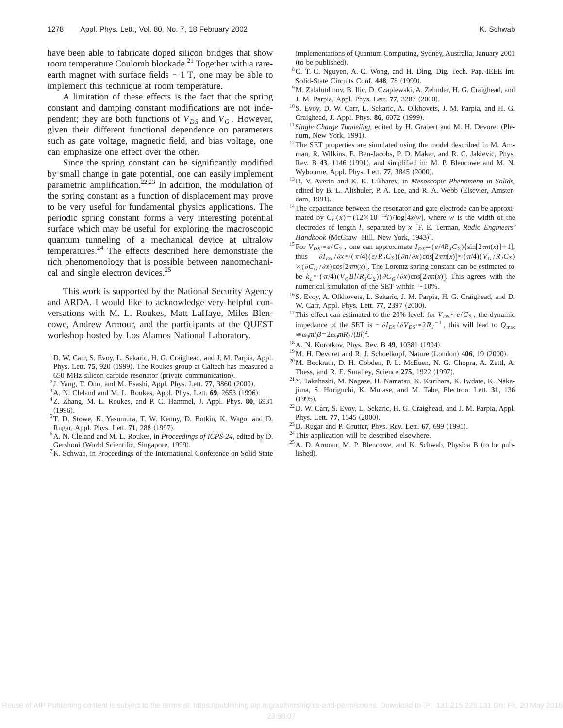have been able to fabricate doped silicon bridges that show room temperature Coulomb blockade.[21] Together with a rare-earth magnet with surface fields $\sim 1$ T, one may be able to implement this technique at room temperature.

A limitation of these effects is the fact that the spring constant and damping constant modifications are not independent; they are both functions of $V_{DS}$ and $V_G$. However, given their different functional dependence on parameters such as gate voltage, magnetic field, and bias voltage, one can emphasize one effect over the other.

Since the spring constant can be significantly modified by small change in gate potential, one can easily implement parametric amplification.[22,23] In addition, the modulation of the spring constant as a function of displacement may prove to be very useful for fundamental physics applications. The periodic spring constant forms a very interesting potential surface which may be useful for exploring the macroscopic quantum tunneling of a mechanical device at ultralow temperatures.[24] The effects described here demonstrate the rich phenomenology that is possible between nanomechanical and single electron devices.[25]

This work is supported by the National Security Agency and ARDA. I would like to acknowledge very helpful conversations with M. L. Roukes, Matt LaHaye, Miles Blencowe, Andrew Armour, and the participants at the QUEST workshop hosted by Los Alamos National Laboratory.

[1] D. W. Carr, S. Evoy, L. Sekaric, H. G. Craighead, and J. M. Parpia, Appl. Phys. Lett. **75**, 920 (1999). The Roukes group at Caltech has measured a 650 MHz silicon carbide resonator (private communication).

[2] J. Yang, T. Ono, and M. Esashi, Appl. Phys. Lett. **77**, 3860 (2000).

[3] A. N. Cleland and M. L. Roukes, Appl. Phys. Lett. **69**, 2653 (1996).

[4] Z. Zhang, M. L. Roukes, and P. C. Hammel, J. Appl. Phys. **80**, 6931 (1996).

[5] T. D. Stowe, K. Yasumura, T. W. Kenny, D. Botkin, K. Wago, and D. Rugar, Appl. Phys. Lett. **71**, 288 (1997).

[6] A. N. Cleland and M. L. Roukes, in *Proceedings of ICPS-24*, edited by D. Gershoni (World Scientific, Singapore, 1999).

[7] K. Schwab, in Proceedings of the International Conference on Solid State Implementations of Quantum Computing, Sydney, Australia, January 2001 (to be published).

[8] C. T.-C. Nguyen, A.-C. Wong, and H. Ding, Dig. Tech. Pap.-IEEE Int. Solid-State Circuits Conf. **448**, 78 (1999).

[9] M. Zalalutdinov, B. Ilic, D. Czaplewski, A. Zehnder, H. G. Craighead, and J. M. Parpia, Appl. Phys. Lett. **77**, 3287 (2000).

[10] S. Evoy, D. W. Carr, L. Sekaric, A. Olkhovets, J. M. Parpia, and H. G. Craighead, J. Appl. Phys. **86**, 6072 (1999).

[11] *Single Charge Tunneling*, edited by H. Grabert and M. H. Devoret (Plenum, New York, 1991).

[12] The SET properties are simulated using the model described in M. Amman, R. Wilkins, E. Ben-Jacobs, P. D. Maker, and R. C. Jaklevic, Phys. Rev. B **43**, 1146 (1991), and simplified in: M. P. Blencowe and M. N. Wybourne, Appl. Phys. Lett. **77**, 3845 (2000).

[13] D. V. Averin and K. K. Likharev, in *Mesoscopic Phenomena in Solids*, edited by B. L. Altshuler, P. A. Lee, and R. A. Webb (Elsevier, Amsterdam, 1991).

[14] The capacitance between the resonator and gate electrode can be approximated by $C_G(x)=(12\times 10^{-12} l)/\log[4x/w]$, where $w$ is the width of the electrodes of length $l$, separated by $x$ [F. E. Terman, *Radio Engineers' Handbook* (McGraw–Hill, New York, 1943)].

[15] For $V_{DS}\approx e/C_\Sigma$, one can approximate $I_{DS}=(e/4R_JC_\Sigma)\{\sin[2\pi n(x)]+1\}$, thus $\partial I_{DS}/\partial x\approx(\pi/4)(e/R_JC_\Sigma)(\partial n/\partial x)\cos[2\pi n(x)]\approx(\pi/4)(V_G/R_JC_\Sigma)\times(\partial C_G/\partial x)\cos[2\pi n(x)]$. The Lorentz spring constant can be estimated to be $k_L\approx(\pi/4)(V_GBl/R_JC_\Sigma)(\partial C_G/\partial x)\cos[2\pi n(x)]$. This agrees with the numerical simulation of the SET within $\sim 10\%$.

[16] S. Evoy, A. Olkhovets, L. Sekaric, J. M. Parpia, H. G. Craighead, and D. W. Carr, Appl. Phys. Lett. **77**, 2397 (2000).

[17] This effect can estimated to the 20% level: for $V_{DS}\approx e/C_\Sigma$, the dynamic impedance of the SET is $\sim\partial I_{DS}/\partial V_{DS}\approx 2R_J^{-1}$, this will lead to $Q_{\max}\cong\omega_0 m/\beta=2\omega_0 mR_J/(Bl)^2$.

[18] A. N. Korotkov, Phys. Rev. B **49**, 10381 (1994).

[19] M. H. Devoret and R. J. Schoelkopf, Nature (London) **406**, 19 (2000).

[20] M. Bockrath, D. H. Cobden, P. L. McEuen, N. G. Chopra, A. Zettl, A. Thess, and R. E. Smalley, Science **275**, 1922 (1997).

[21] Y. Takahashi, M. Nagase, H. Namatsu, K. Kurihara, K. Iwdate, K. Nakajima, S. Horiguchi, K. Murase, and M. Tabe, Electron. Lett. **31**, 136 (1995).

[22] D. W. Carr, S. Evoy, L. Sekaric, H. G. Craighead, and J. M. Parpia, Appl. Phys. Lett. **77**, 1545 (2000).

[23] D. Rugar and P. Grutter, Phys. Rev. Lett. **67**, 699 (1991).

[24] This application will be described elsewhere.

[25] A. D. Armour, M. P. Blencowe, and K. Schwab, Physica B (to be published).